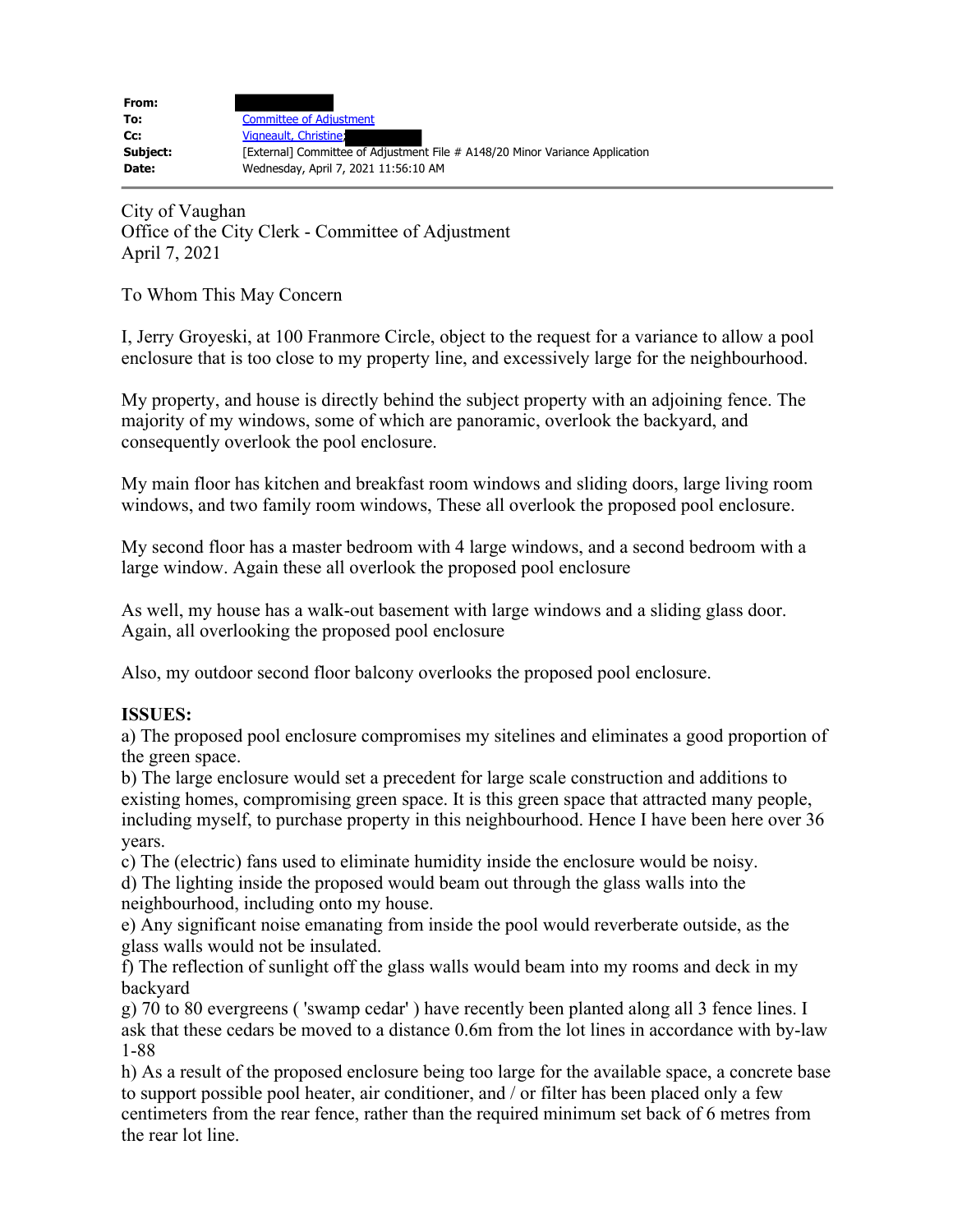| | |
|---|---|
| **From:** | |
| **To:** | Committee of Adjustment |
| **Cc:** | Vigneault, Christine; |
| **Subject:** | [External] Committee of Adjustment File # A148/20 Minor Variance Application |
| **Date:** | Wednesday, April 7, 2021 11:56:10 AM |

City of Vaughan
Office of the City Clerk - Committee of Adjustment
April 7, 2021

To Whom This May Concern

I, Jerry Groyeski, at 100 Franmore Circle, object to the request for a variance to allow a pool enclosure that is too close to my property line, and excessively large for the neighbourhood.

My property, and house is directly behind the subject property with an adjoining fence. The majority of my windows, some of which are panoramic, overlook the backyard, and consequently overlook the pool enclosure.

My main floor has kitchen and breakfast room windows and sliding doors, large living room windows, and two family room windows, These all overlook the proposed pool enclosure.

My second floor has a master bedroom with 4 large windows, and a second bedroom with a large window. Again these all overlook the proposed pool enclosure

As well, my house has a walk-out basement with large windows and a sliding glass door. Again, all overlooking the proposed pool enclosure

Also, my outdoor second floor balcony overlooks the proposed pool enclosure.

**ISSUES:**

a) The proposed pool enclosure compromises my sitelines and eliminates a good proportion of the green space.
b) The large enclosure would set a precedent for large scale construction and additions to existing homes, compromising green space. It is this green space that attracted many people, including myself, to purchase property in this neighbourhood. Hence I have been here over 36 years.
c) The (electric) fans used to eliminate humidity inside the enclosure would be noisy.
d) The lighting inside the proposed would beam out through the glass walls into the neighbourhood, including onto my house.
e) Any significant noise emanating from inside the pool would reverberate outside, as the glass walls would not be insulated.
f) The reflection of sunlight off the glass walls would beam into my rooms and deck in my backyard
g) 70 to 80 evergreens ( 'swamp cedar' ) have recently been planted along all 3 fence lines. I ask that these cedars be moved to a distance 0.6m from the lot lines in accordance with by-law 1-88
h) As a result of the proposed enclosure being too large for the available space, a concrete base to support possible pool heater, air conditioner, and / or filter has been placed only a few centimeters from the rear fence, rather than the required minimum set back of 6 metres from the rear lot line.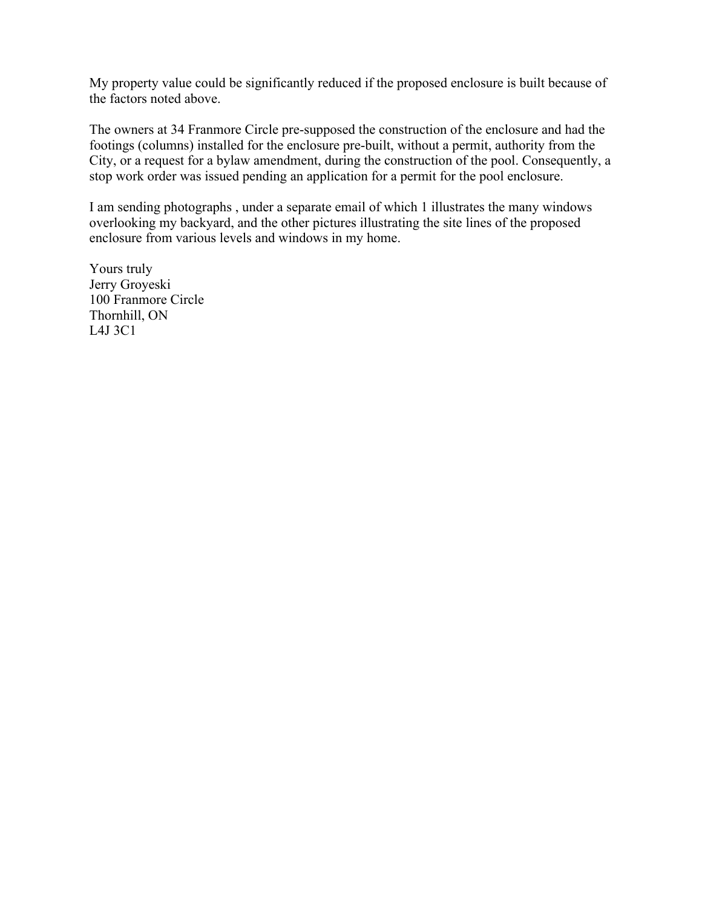My property value could be significantly reduced if the proposed enclosure is built because of the factors noted above.

The owners at 34 Franmore Circle pre-supposed the construction of the enclosure and had the footings (columns) installed for the enclosure pre-built, without a permit, authority from the City, or a request for a bylaw amendment, during the construction of the pool. Consequently, a stop work order was issued pending an application for a permit for the pool enclosure.

I am sending photographs , under a separate email of which 1 illustrates the many windows overlooking my backyard, and the other pictures illustrating the site lines of the proposed enclosure from various levels and windows in my home.

Yours truly  
Jerry Groyeski  
100 Franmore Circle  
Thornhill, ON  
L4J 3C1